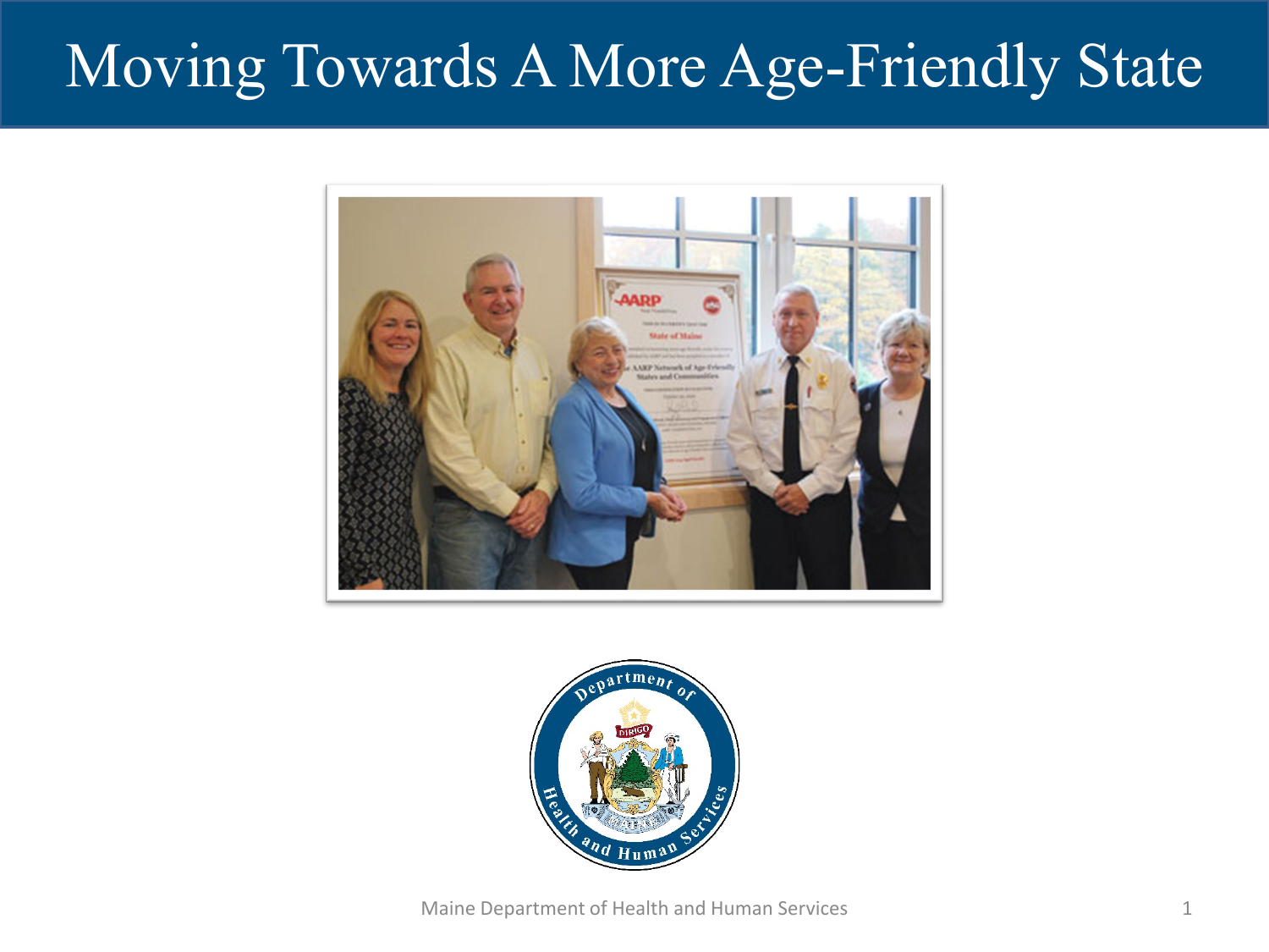# Moving Towards A More Age-Friendly State

Maine Department of Health and Human Services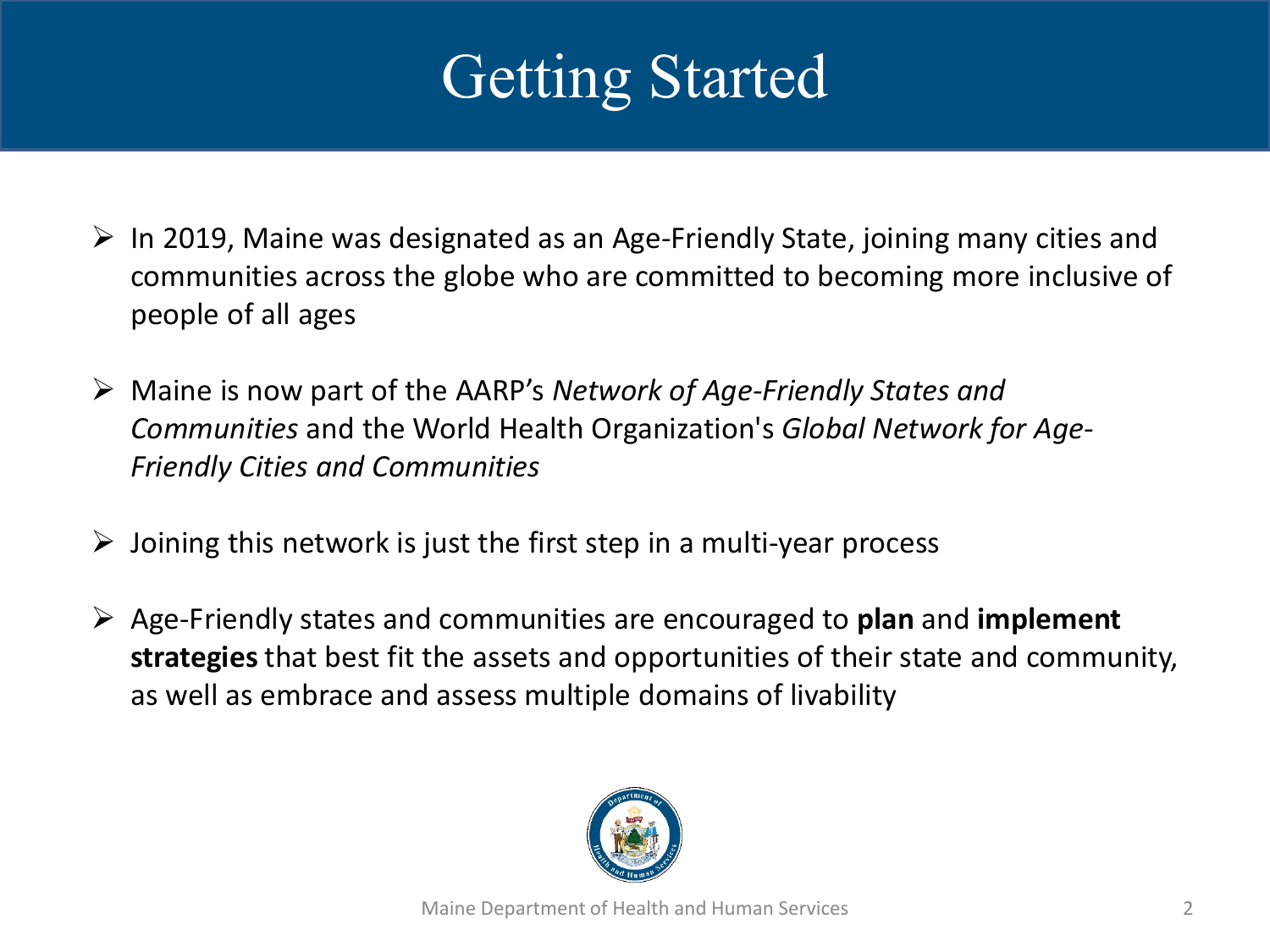# Getting Started

- In 2019, Maine was designated as an Age-Friendly State, joining many cities and communities across the globe who are committed to becoming more inclusive of people of all ages

- Maine is now part of the AARP's *Network of Age-Friendly States and Communities* and the World Health Organization's *Global Network for Age-Friendly Cities and Communities*

- Joining this network is just the first step in a multi-year process

- Age-Friendly states and communities are encouraged to **plan** and **implement strategies** that best fit the assets and opportunities of their state and community, as well as embrace and assess multiple domains of livability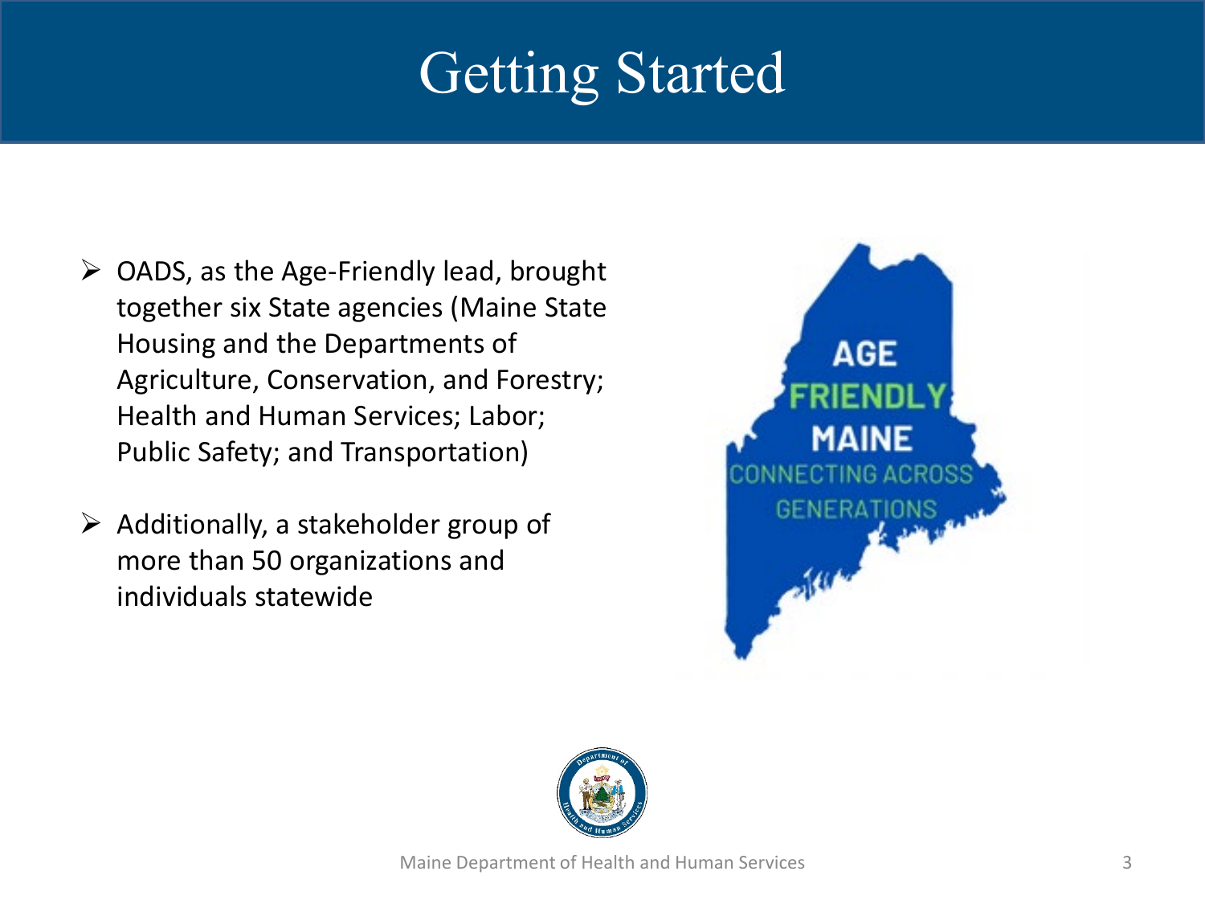# Getting Started

- OADS, as the Age-Friendly lead, brought together six State agencies (Maine State Housing and the Departments of Agriculture, Conservation, and Forestry; Health and Human Services; Labor; Public Safety; and Transportation)
- Additionally, a stakeholder group of more than 50 organizations and individuals statewide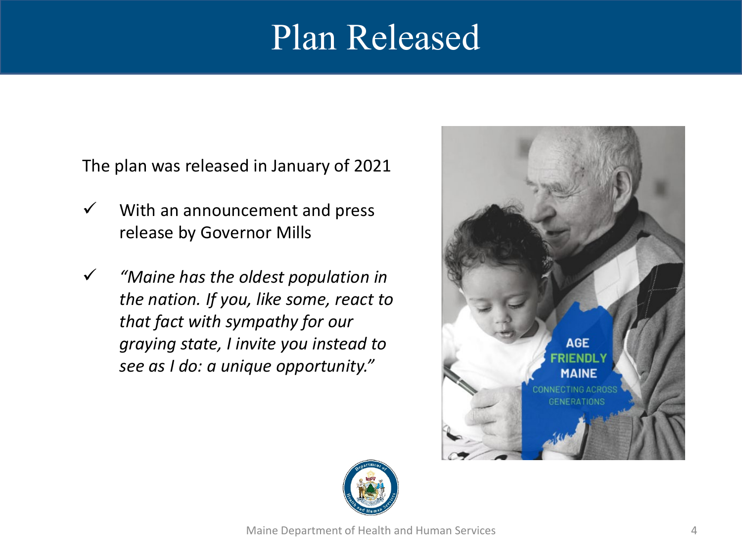# Plan Released

The plan was released in January of 2021

- ✓ With an announcement and press release by Governor Mills
- ✓ *"Maine has the oldest population in the nation. If you, like some, react to that fact with sympathy for our graying state, I invite you instead to see as I do: a unique opportunity."*

Maine Department of Health and Human Services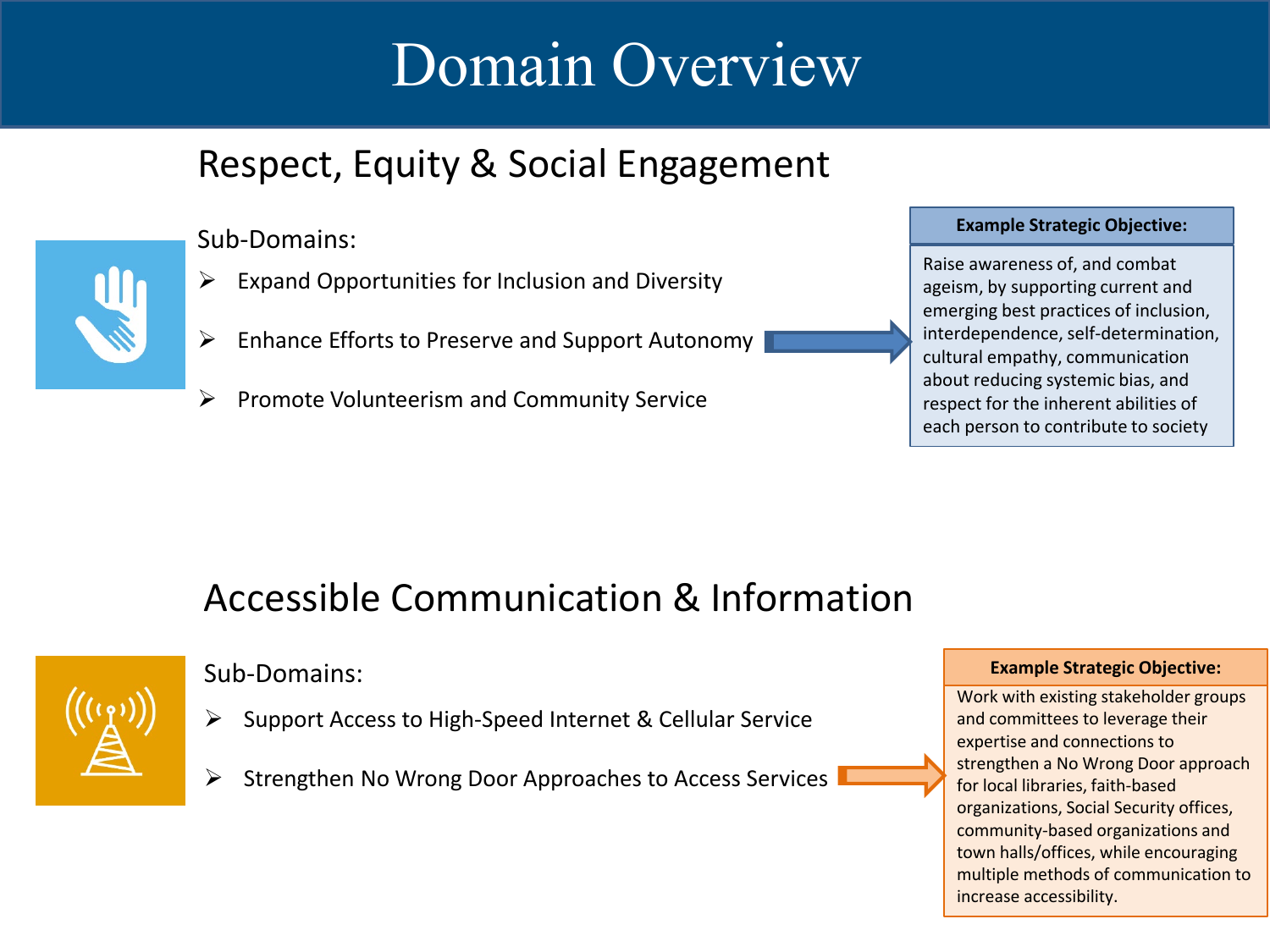# Domain Overview

## Respect, Equity & Social Engagement

Sub-Domains:

- Expand Opportunities for Inclusion and Diversity
- Enhance Efforts to Preserve and Support Autonomy
- Promote Volunteerism and Community Service

**Example Strategic Objective:**

Raise awareness of, and combat ageism, by supporting current and emerging best practices of inclusion, interdependence, self-determination, cultural empathy, communication about reducing systemic bias, and respect for the inherent abilities of each person to contribute to society

## Accessible Communication & Information

Sub-Domains:

- Support Access to High-Speed Internet & Cellular Service
- Strengthen No Wrong Door Approaches to Access Services

**Example Strategic Objective:**

Work with existing stakeholder groups and committees to leverage their expertise and connections to strengthen a No Wrong Door approach for local libraries, faith-based organizations, Social Security offices, community-based organizations and town halls/offices, while encouraging multiple methods of communication to increase accessibility.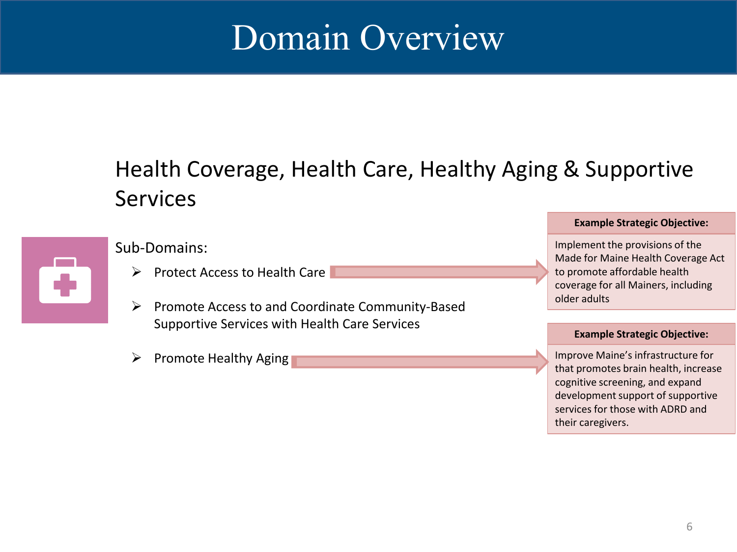# Domain Overview

## Health Coverage, Health Care, Healthy Aging & Supportive Services

Sub-Domains:

- Protect Access to Health Care
- Promote Access to and Coordinate Community-Based Supportive Services with Health Care Services
- Promote Healthy Aging

**Example Strategic Objective:**

Implement the provisions of the Made for Maine Health Coverage Act to promote affordable health coverage for all Mainers, including older adults

**Example Strategic Objective:**

Improve Maine's infrastructure for that promotes brain health, increase cognitive screening, and expand development support of supportive services for those with ADRD and their caregivers.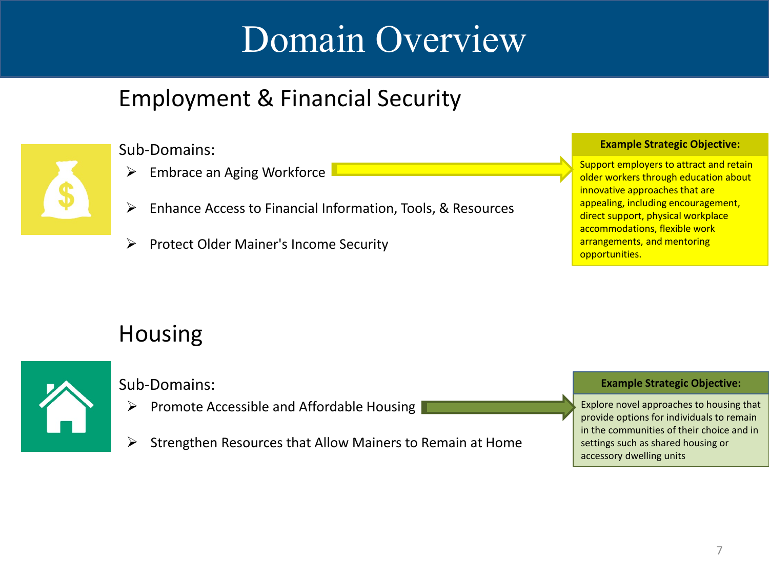# Domain Overview

## Employment & Financial Security

Sub-Domains:

- Embrace an Aging Workforce
- Enhance Access to Financial Information, Tools, & Resources
- Protect Older Mainer's Income Security

**Example Strategic Objective:**

Support employers to attract and retain older workers through education about innovative approaches that are appealing, including encouragement, direct support, physical workplace accommodations, flexible work arrangements, and mentoring opportunities.

## Housing

Sub-Domains:

- Promote Accessible and Affordable Housing
- Strengthen Resources that Allow Mainers to Remain at Home

**Example Strategic Objective:**

Explore novel approaches to housing that provide options for individuals to remain in the communities of their choice and in settings such as shared housing or accessory dwelling units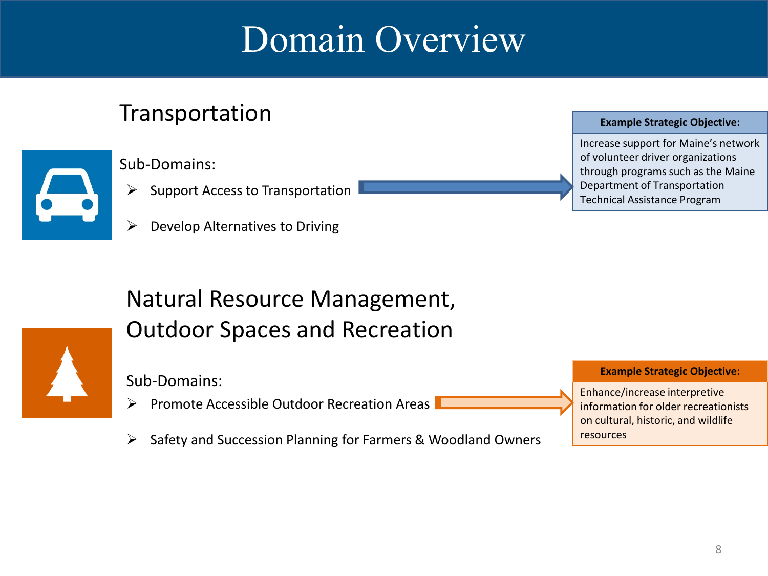# Domain Overview

## Transportation

Sub-Domains:

- Support Access to Transportation
- Develop Alternatives to Driving

**Example Strategic Objective:**

Increase support for Maine's network of volunteer driver organizations through programs such as the Maine Department of Transportation Technical Assistance Program

## Natural Resource Management, Outdoor Spaces and Recreation

Sub-Domains:

- Promote Accessible Outdoor Recreation Areas
- Safety and Succession Planning for Farmers & Woodland Owners

**Example Strategic Objective:**

Enhance/increase interpretive information for older recreationists on cultural, historic, and wildlife resources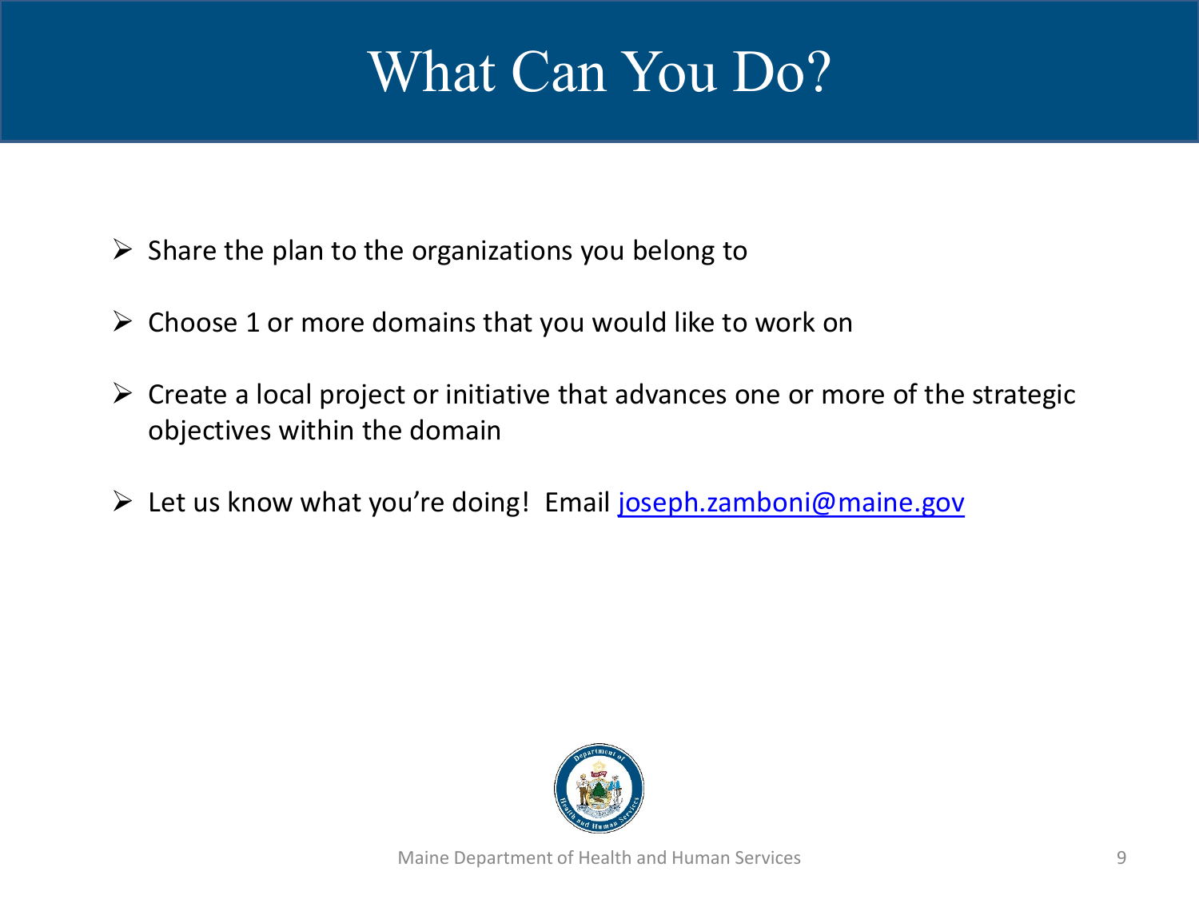# What Can You Do?

- Share the plan to the organizations you belong to
- Choose 1 or more domains that you would like to work on
- Create a local project or initiative that advances one or more of the strategic objectives within the domain
- Let us know what you're doing! Email joseph.zamboni@maine.gov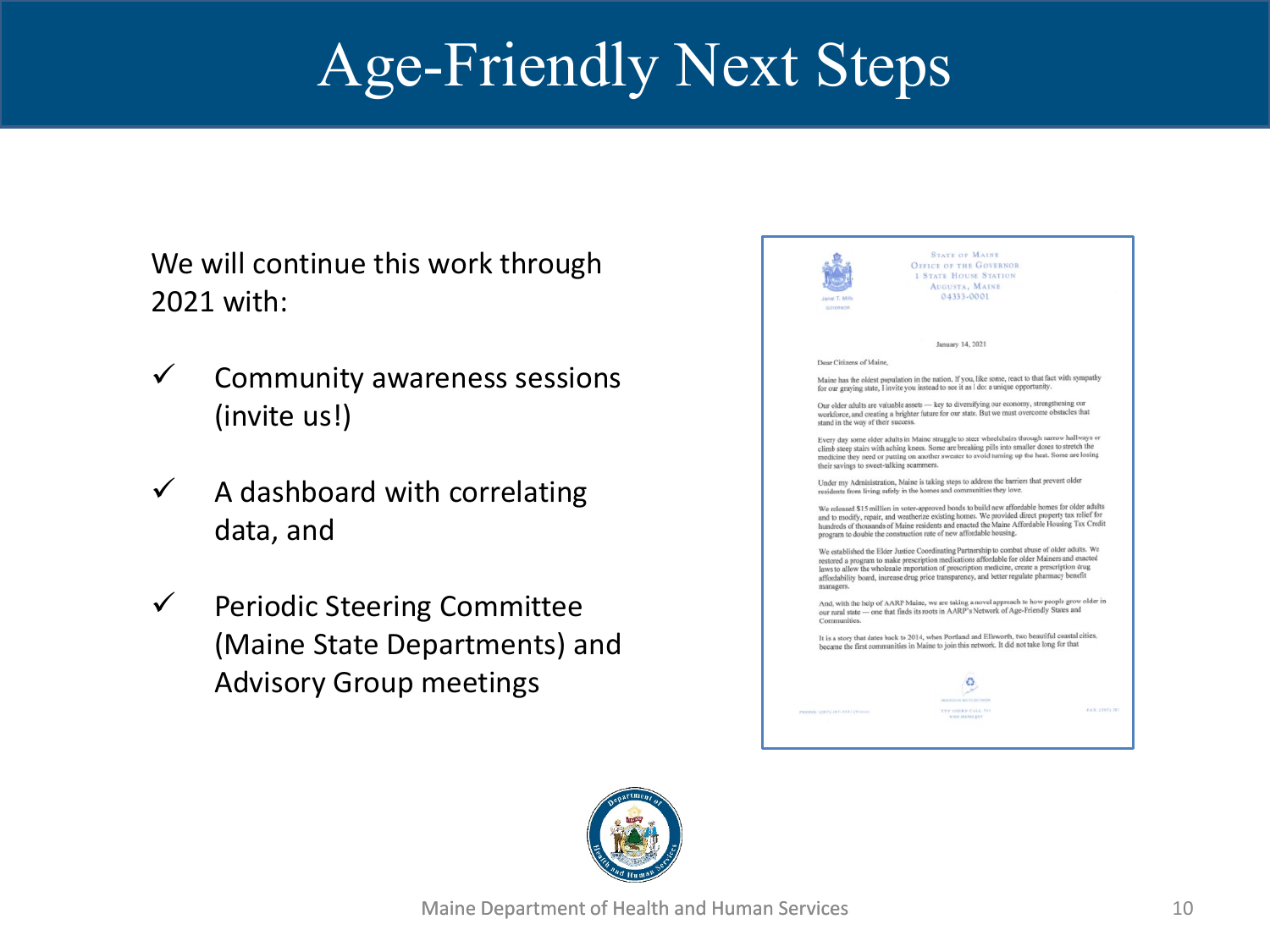# Age-Friendly Next Steps

We will continue this work through 2021 with:

- ✓ Community awareness sessions (invite us!)
- ✓ A dashboard with correlating data, and
- ✓ Periodic Steering Committee (Maine State Departments) and Advisory Group meetings

STATE OF MAINE
OFFICE OF THE GOVERNOR
1 STATE HOUSE STATION
AUGUSTA, MAINE
04333-0001

Janet T. Mills
GOVERNOR

January 14, 2021

Dear Citizens of Maine,

Maine has the oldest population in the nation. If you, like some, react to that fact with sympathy for our graying state, I invite you instead to see it as I do: a unique opportunity.

Our older adults are valuable assets — key to diversifying our economy, strengthening our workforce, and creating a brighter future for our state. But we must overcome obstacles that stand in the way of their success.

Every day some older adults in Maine struggle to steer wheelchairs through narrow hallways or climb steep stairs with aching knees. Some are breaking pills into smaller doses to stretch the medicine they need or putting on another sweater to avoid turning up the heat. Some are losing their savings to sweet-talking scammers.

Under my Administration, Maine is taking steps to address the barriers that prevent older residents from living safely in the homes and communities they love.

We released $15 million in voter-approved bonds to build new affordable homes for older adults and to modify, repair, and weatherize existing homes. We provided direct property tax relief for hundreds of thousands of Maine residents and enacted the Maine Affordable Housing Tax Credit program to double the construction rate of new affordable housing.

We established the Elder Justice Coordinating Partnership to combat abuse of older adults. We restored a program to make prescription medications affordable for older Mainers and enacted laws to allow the wholesale importation of prescription medicine, create a prescription drug affordability board, increase drug price transparency, and better regulate pharmacy benefit managers.

And, with the help of AARP Maine, we are taking a novel approach to how people grow older in our rural state — one that finds its roots in AARP's Network of Age-Friendly States and Communities.

It is a story that dates back to 2014, when Portland and Ellsworth, two beautiful coastal cities, became the first communities in Maine to join this network. It did not take long for that

Maine Department of Health and Human Services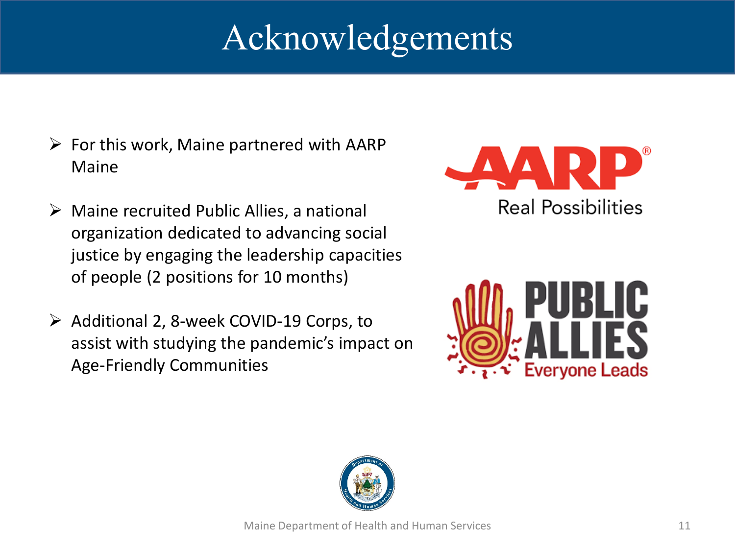# Acknowledgements

- For this work, Maine partnered with AARP Maine
- Maine recruited Public Allies, a national organization dedicated to advancing social justice by engaging the leadership capacities of people (2 positions for 10 months)
- Additional 2, 8-week COVID-19 Corps, to assist with studying the pandemic's impact on Age-Friendly Communities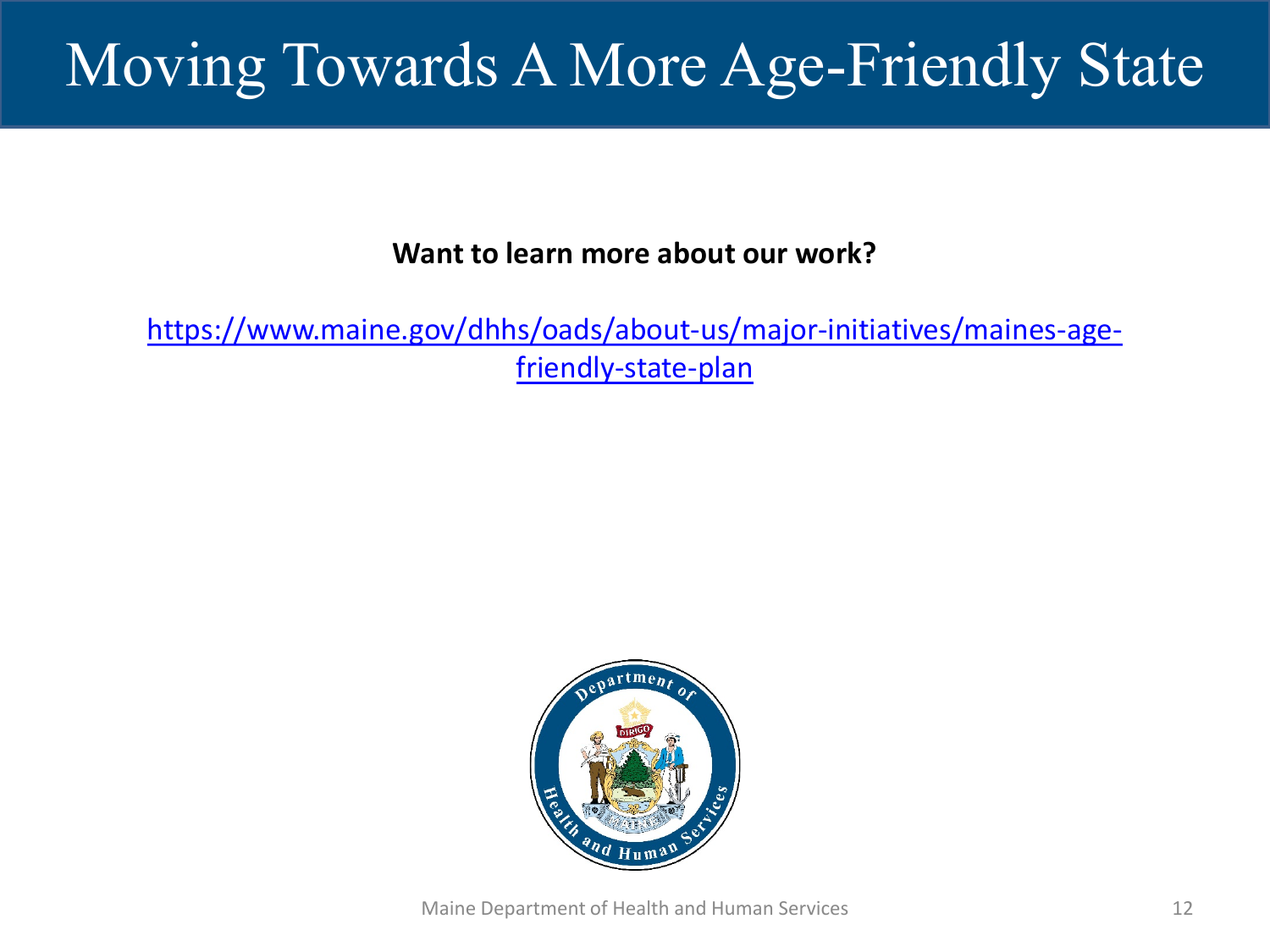# Moving Towards A More Age-Friendly State

**Want to learn more about our work?**

https://www.maine.gov/dhhs/oads/about-us/major-initiatives/maines-age-friendly-state-plan